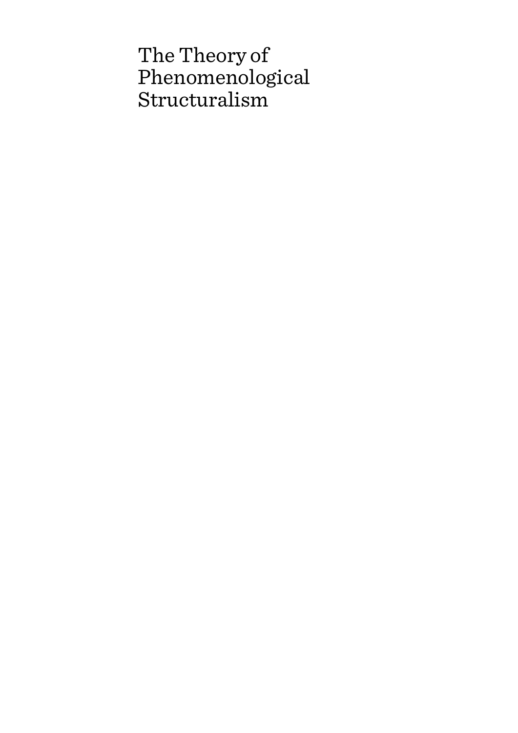# The Theory of Phenomenological Structuralism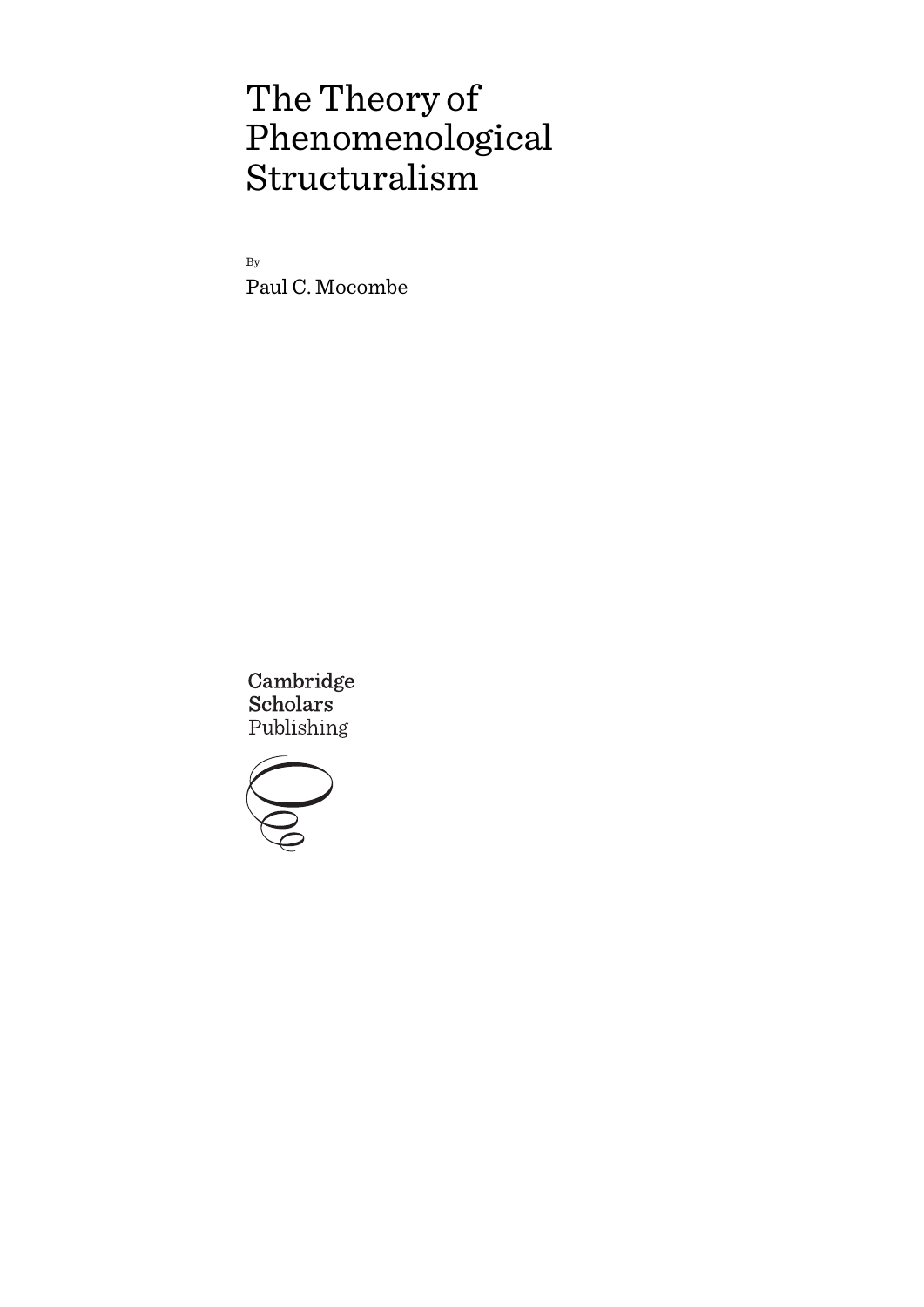# The Theory of Phenomenological Structuralism

By

Paul C. Mocombe

Cambridge Scholars Publishing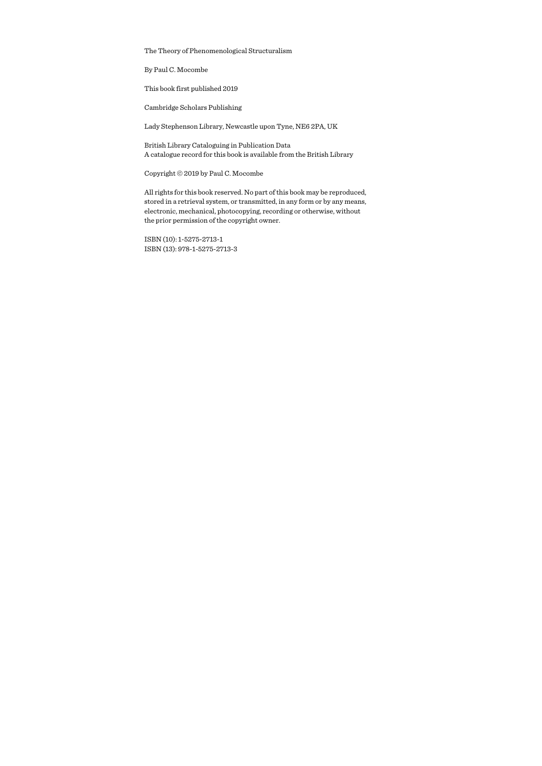The Theory of Phenomenological Structuralism

By Paul C. Mocombe

This book first published 2019

Cambridge Scholars Publishing

Lady Stephenson Library, Newcastle upon Tyne, NE6 2PA, UK

British Library Cataloguing in Publication Data
A catalogue record for this book is available from the British Library

Copyright © 2019 by Paul C. Mocombe

All rights for this book reserved. No part of this book may be reproduced, stored in a retrieval system, or transmitted, in any form or by any means, electronic, mechanical, photocopying, recording or otherwise, without the prior permission of the copyright owner.

ISBN (10): 1-5275-2713-1
ISBN (13): 978-1-5275-2713-3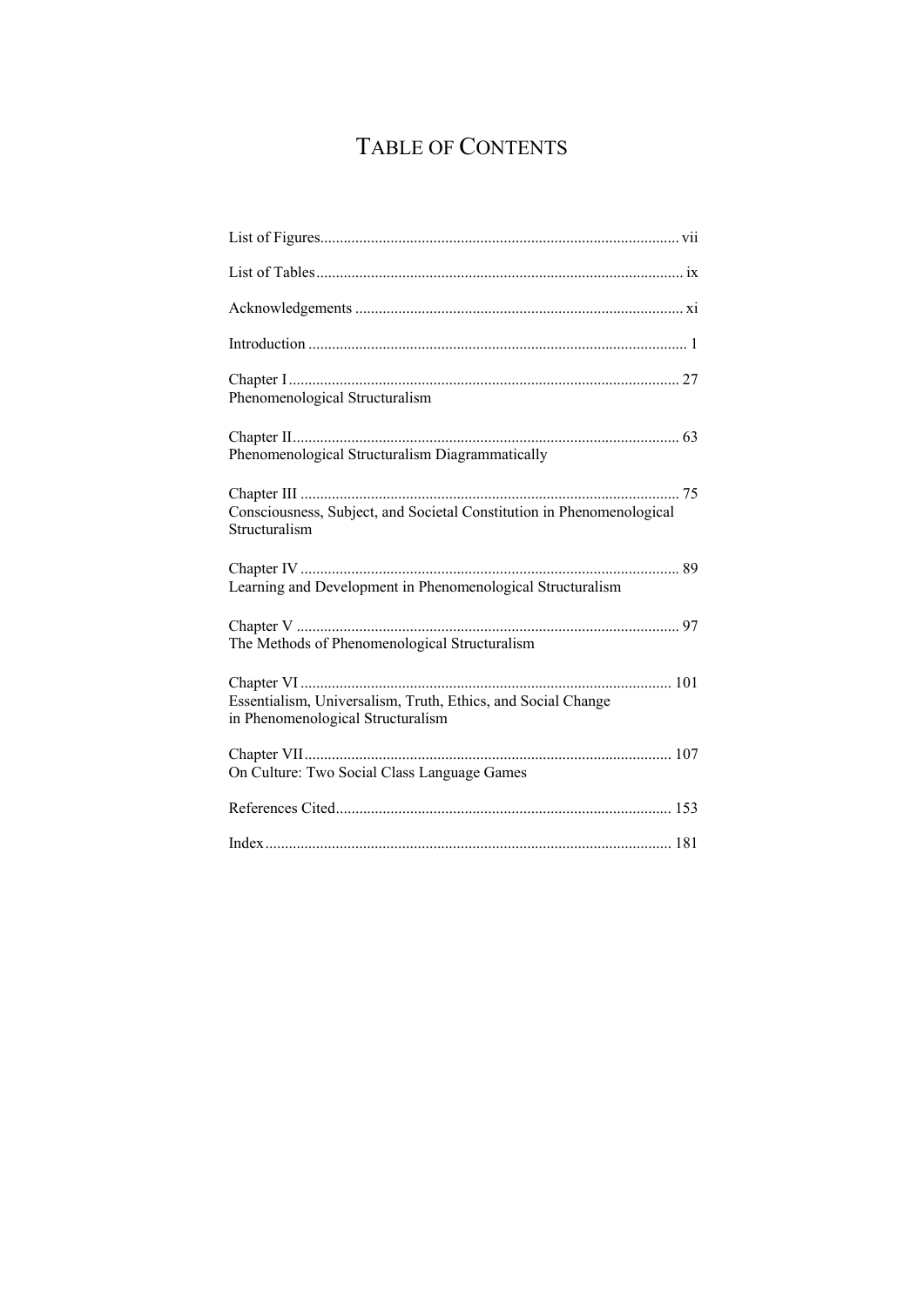# Table of Contents

List of Figures ........ vii

List of Tables ........ ix

Acknowledgements ........ xi

Introduction ........ 1

Chapter I ........ 27
Phenomenological Structuralism

Chapter II ........ 63
Phenomenological Structuralism Diagrammatically

Chapter III ........ 75
Consciousness, Subject, and Societal Constitution in Phenomenological Structuralism

Chapter IV ........ 89
Learning and Development in Phenomenological Structuralism

Chapter V ........ 97
The Methods of Phenomenological Structuralism

Chapter VI ........ 101
Essentialism, Universalism, Truth, Ethics, and Social Change in Phenomenological Structuralism

Chapter VII ........ 107
On Culture: Two Social Class Language Games

References Cited ........ 153

Index ........ 181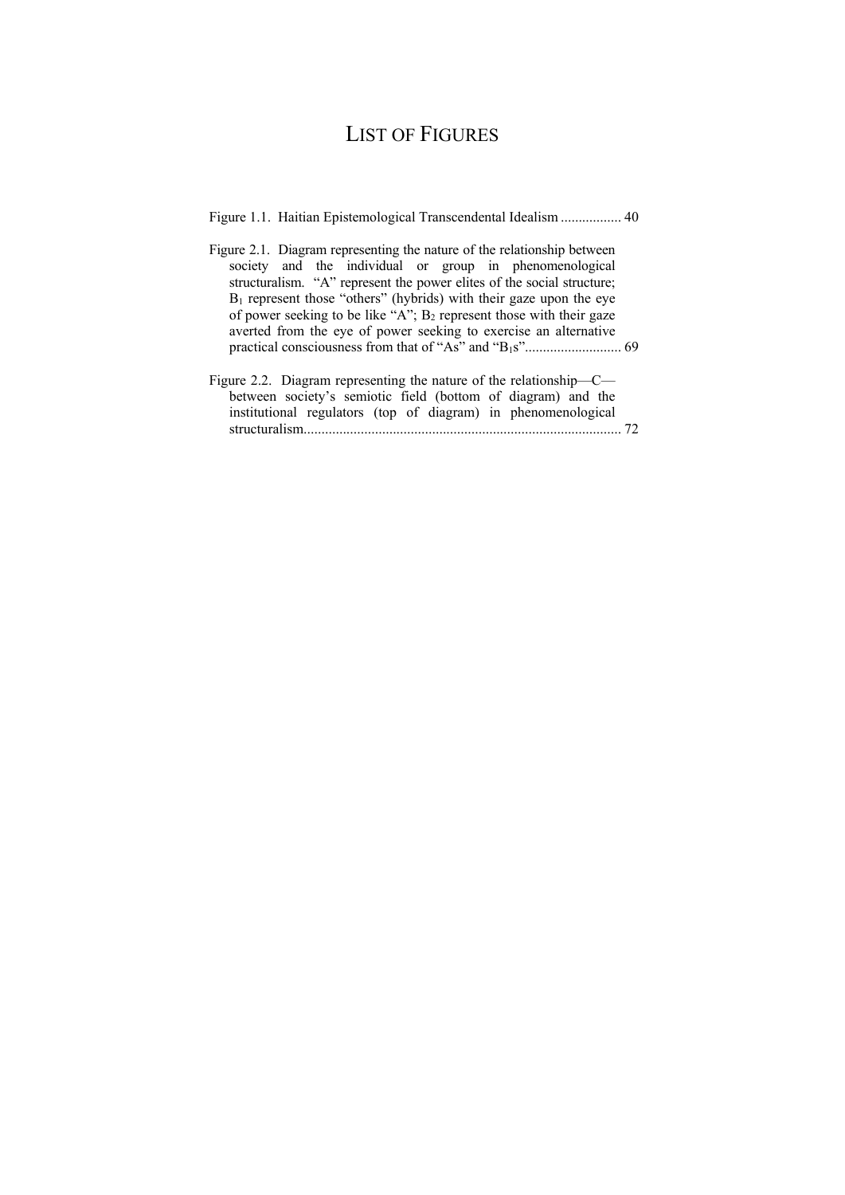# LIST OF FIGURES

Figure 1.1. Haitian Epistemological Transcendental Idealism ................. 40

Figure 2.1. Diagram representing the nature of the relationship between society and the individual or group in phenomenological structuralism. "A" represent the power elites of the social structure; $B_1$ represent those "others" (hybrids) with their gaze upon the eye of power seeking to be like "A"; $B_2$ represent those with their gaze averted from the eye of power seeking to exercise an alternative practical consciousness from that of "As" and "$B_1$s"........................... 69

Figure 2.2. Diagram representing the nature of the relationship—C—between society's semiotic field (bottom of diagram) and the institutional regulators (top of diagram) in phenomenological structuralism......................................................................................... 72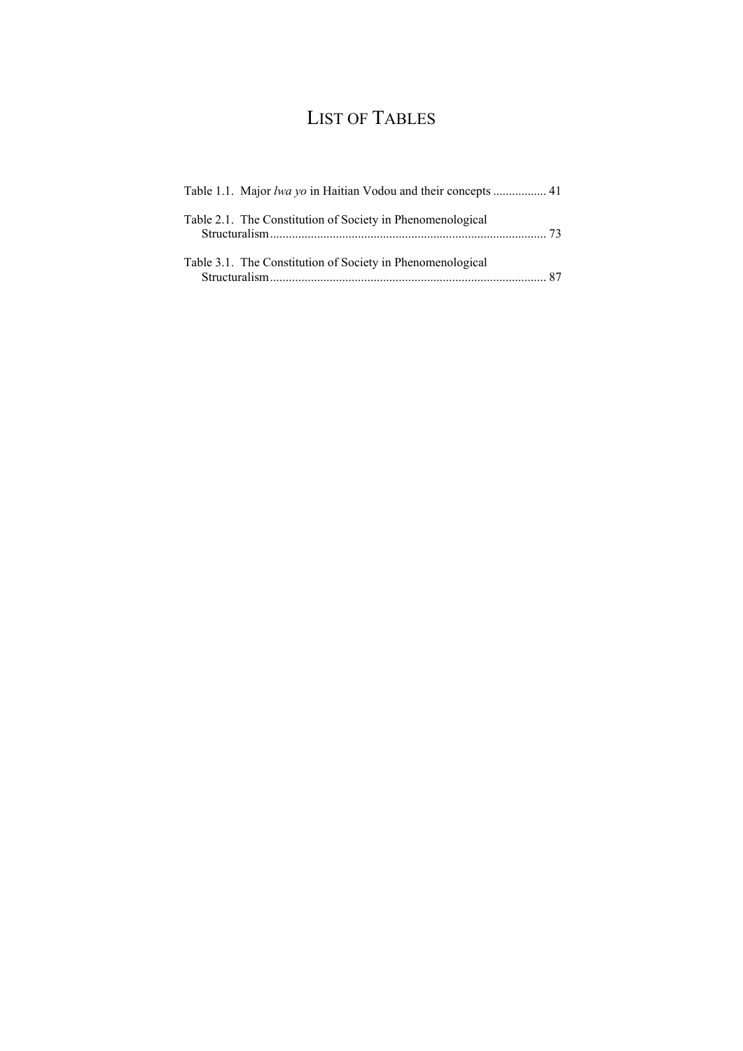# LIST OF TABLES

Table 1.1. Major *lwa yo* in Haitian Vodou and their concepts ................. 41

Table 2.1. The Constitution of Society in Phenomenological Structuralism ........................................................................................ 73

Table 3.1. The Constitution of Society in Phenomenological Structuralism ........................................................................................ 87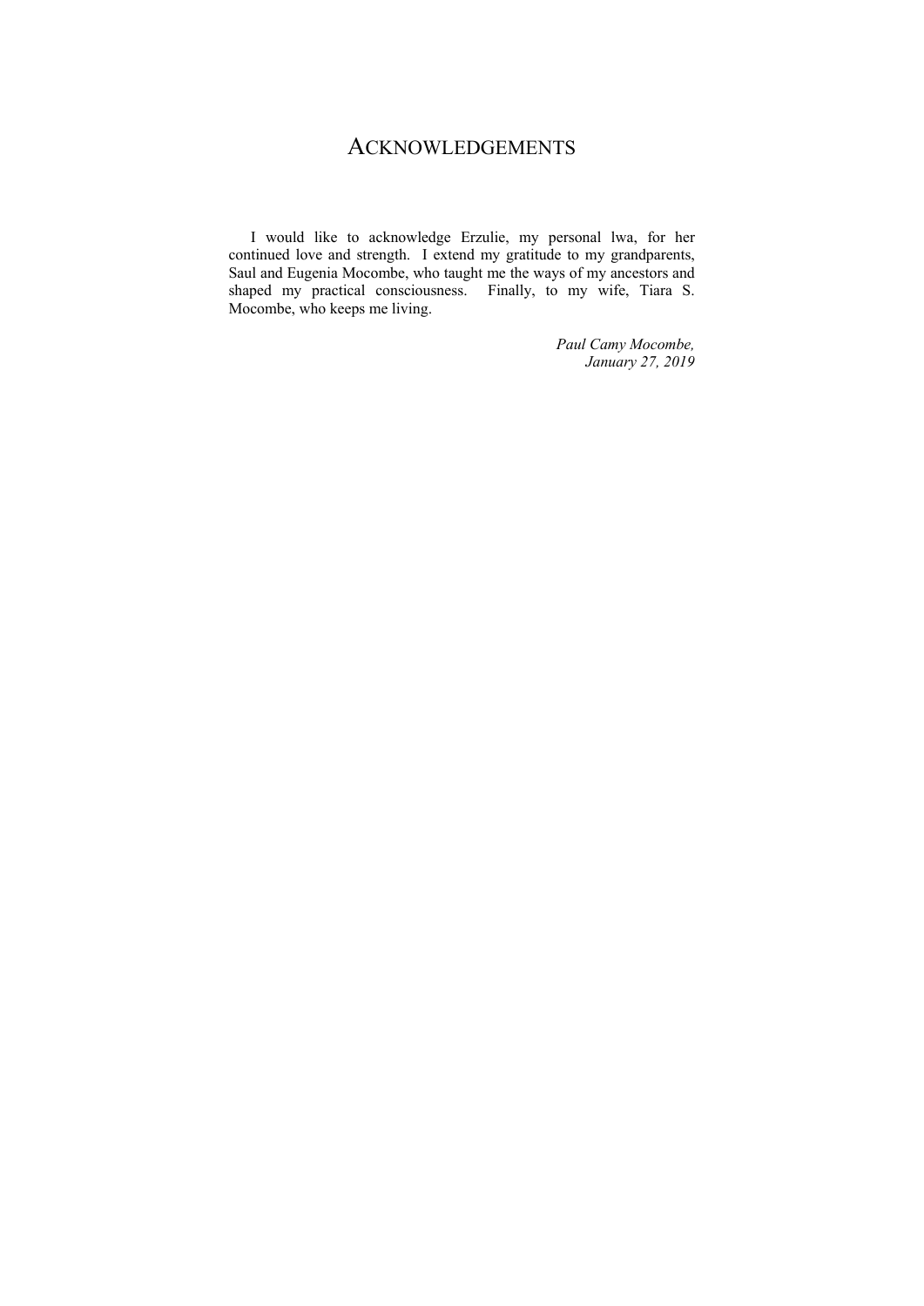# ACKNOWLEDGEMENTS

I would like to acknowledge Erzulie, my personal lwa, for her continued love and strength. I extend my gratitude to my grandparents, Saul and Eugenia Mocombe, who taught me the ways of my ancestors and shaped my practical consciousness. Finally, to my wife, Tiara S. Mocombe, who keeps me living.

*Paul Camy Mocombe,*
*January 27, 2019*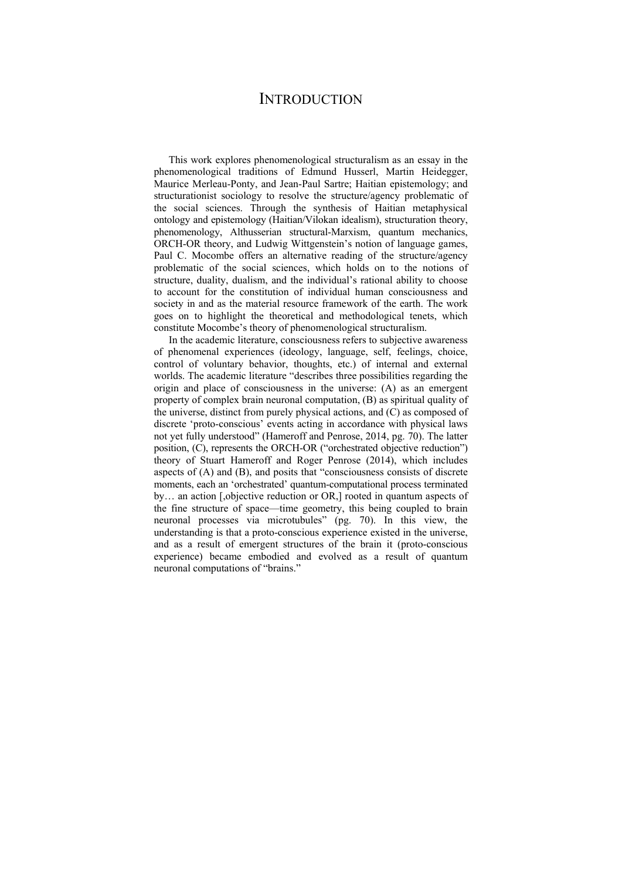# INTRODUCTION

This work explores phenomenological structuralism as an essay in the phenomenological traditions of Edmund Husserl, Martin Heidegger, Maurice Merleau-Ponty, and Jean-Paul Sartre; Haitian epistemology; and structurationist sociology to resolve the structure/agency problematic of the social sciences. Through the synthesis of Haitian metaphysical ontology and epistemology (Haitian/Vilokan idealism), structuration theory, phenomenology, Althusserian structural-Marxism, quantum mechanics, ORCH-OR theory, and Ludwig Wittgenstein's notion of language games, Paul C. Mocombe offers an alternative reading of the structure/agency problematic of the social sciences, which holds on to the notions of structure, duality, dualism, and the individual's rational ability to choose to account for the constitution of individual human consciousness and society in and as the material resource framework of the earth. The work goes on to highlight the theoretical and methodological tenets, which constitute Mocombe's theory of phenomenological structuralism.

In the academic literature, consciousness refers to subjective awareness of phenomenal experiences (ideology, language, self, feelings, choice, control of voluntary behavior, thoughts, etc.) of internal and external worlds. The academic literature "describes three possibilities regarding the origin and place of consciousness in the universe: (A) as an emergent property of complex brain neuronal computation, (B) as spiritual quality of the universe, distinct from purely physical actions, and (C) as composed of discrete 'proto-conscious' events acting in accordance with physical laws not yet fully understood" (Hameroff and Penrose, 2014, pg. 70). The latter position, (C), represents the ORCH-OR ("orchestrated objective reduction") theory of Stuart Hameroff and Roger Penrose (2014), which includes aspects of (A) and (B), and posits that "consciousness consists of discrete moments, each an 'orchestrated' quantum-computational process terminated by… an action [,objective reduction or OR,] rooted in quantum aspects of the fine structure of space—time geometry, this being coupled to brain neuronal processes via microtubules" (pg. 70). In this view, the understanding is that a proto-conscious experience existed in the universe, and as a result of emergent structures of the brain it (proto-conscious experience) became embodied and evolved as a result of quantum neuronal computations of "brains."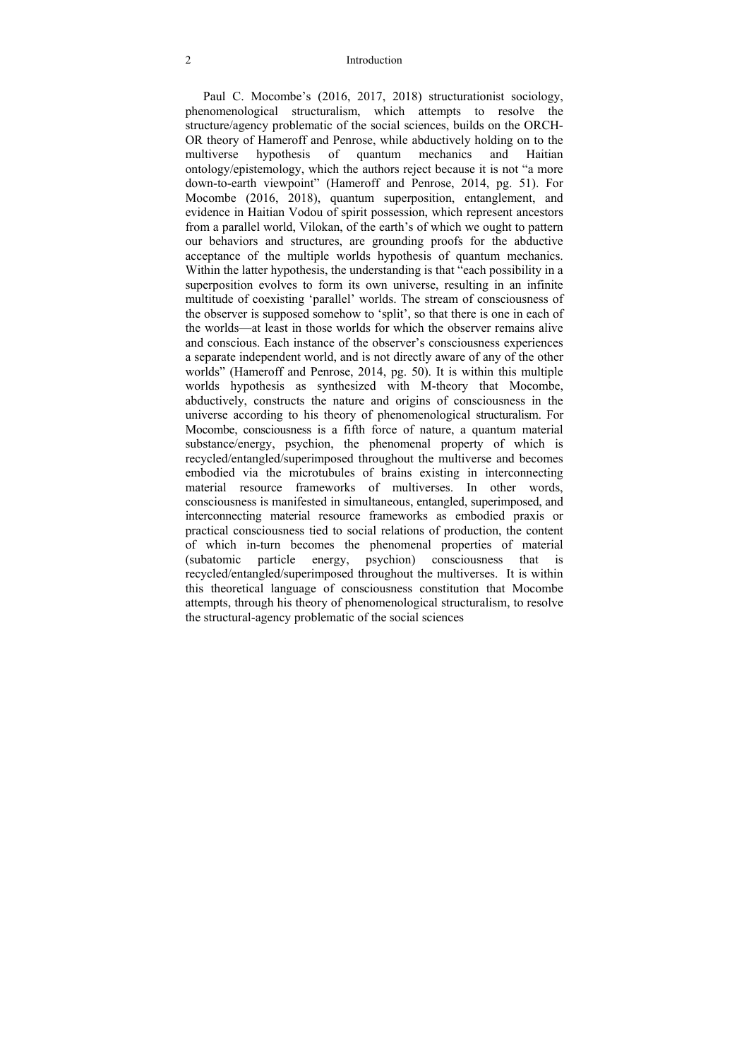Paul C. Mocombe's (2016, 2017, 2018) structurationist sociology, phenomenological structuralism, which attempts to resolve the structure/agency problematic of the social sciences, builds on the ORCH-OR theory of Hameroff and Penrose, while abductively holding on to the multiverse hypothesis of quantum mechanics and Haitian ontology/epistemology, which the authors reject because it is not "a more down-to-earth viewpoint" (Hameroff and Penrose, 2014, pg. 51). For Mocombe (2016, 2018), quantum superposition, entanglement, and evidence in Haitian Vodou of spirit possession, which represent ancestors from a parallel world, Vilokan, of the earth's of which we ought to pattern our behaviors and structures, are grounding proofs for the abductive acceptance of the multiple worlds hypothesis of quantum mechanics. Within the latter hypothesis, the understanding is that "each possibility in a superposition evolves to form its own universe, resulting in an infinite multitude of coexisting 'parallel' worlds. The stream of consciousness of the observer is supposed somehow to 'split', so that there is one in each of the worlds—at least in those worlds for which the observer remains alive and conscious. Each instance of the observer's consciousness experiences a separate independent world, and is not directly aware of any of the other worlds" (Hameroff and Penrose, 2014, pg. 50). It is within this multiple worlds hypothesis as synthesized with M-theory that Mocombe, abductively, constructs the nature and origins of consciousness in the universe according to his theory of phenomenological structuralism. For Mocombe, consciousness is a fifth force of nature, a quantum material substance/energy, psychion, the phenomenal property of which is recycled/entangled/superimposed throughout the multiverse and becomes embodied via the microtubules of brains existing in interconnecting material resource frameworks of multiverses. In other words, consciousness is manifested in simultaneous, entangled, superimposed, and interconnecting material resource frameworks as embodied praxis or practical consciousness tied to social relations of production, the content of which in-turn becomes the phenomenal properties of material (subatomic particle energy, psychion) consciousness that is recycled/entangled/superimposed throughout the multiverses. It is within this theoretical language of consciousness constitution that Mocombe attempts, through his theory of phenomenological structuralism, to resolve the structural-agency problematic of the social sciences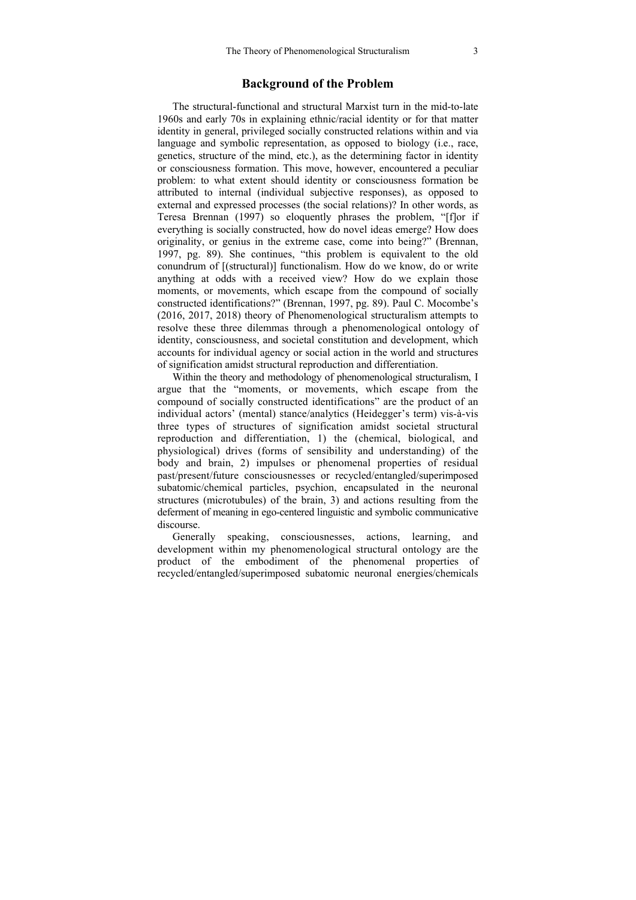## Background of the Problem

The structural-functional and structural Marxist turn in the mid-to-late 1960s and early 70s in explaining ethnic/racial identity or for that matter identity in general, privileged socially constructed relations within and via language and symbolic representation, as opposed to biology (i.e., race, genetics, structure of the mind, etc.), as the determining factor in identity or consciousness formation. This move, however, encountered a peculiar problem: to what extent should identity or consciousness formation be attributed to internal (individual subjective responses), as opposed to external and expressed processes (the social relations)? In other words, as Teresa Brennan (1997) so eloquently phrases the problem, "[f]or if everything is socially constructed, how do novel ideas emerge? How does originality, or genius in the extreme case, come into being?" (Brennan, 1997, pg. 89). She continues, "this problem is equivalent to the old conundrum of [(structural)] functionalism. How do we know, do or write anything at odds with a received view? How do we explain those moments, or movements, which escape from the compound of socially constructed identifications?" (Brennan, 1997, pg. 89). Paul C. Mocombe's (2016, 2017, 2018) theory of Phenomenological structuralism attempts to resolve these three dilemmas through a phenomenological ontology of identity, consciousness, and societal constitution and development, which accounts for individual agency or social action in the world and structures of signification amidst structural reproduction and differentiation.

Within the theory and methodology of phenomenological structuralism, I argue that the "moments, or movements, which escape from the compound of socially constructed identifications" are the product of an individual actors' (mental) stance/analytics (Heidegger's term) vis-à-vis three types of structures of signification amidst societal structural reproduction and differentiation, 1) the (chemical, biological, and physiological) drives (forms of sensibility and understanding) of the body and brain, 2) impulses or phenomenal properties of residual past/present/future consciousnesses or recycled/entangled/superimposed subatomic/chemical particles, psychion, encapsulated in the neuronal structures (microtubules) of the brain, 3) and actions resulting from the deferment of meaning in ego-centered linguistic and symbolic communicative discourse.

Generally speaking, consciousnesses, actions, learning, and development within my phenomenological structural ontology are the product of the embodiment of the phenomenal properties of recycled/entangled/superimposed subatomic neuronal energies/chemicals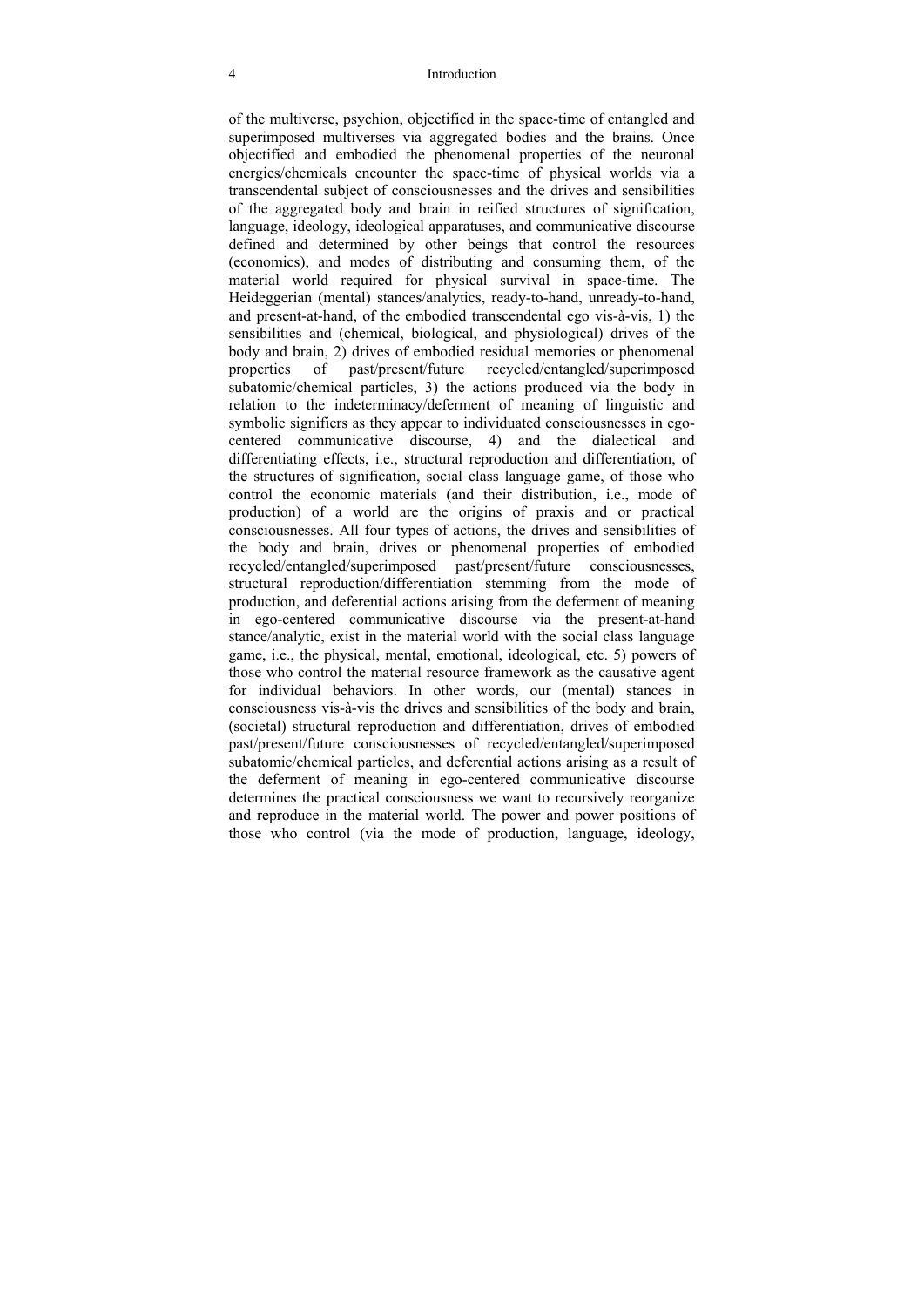of the multiverse, psychion, objectified in the space-time of entangled and superimposed multiverses via aggregated bodies and the brains. Once objectified and embodied the phenomenal properties of the neuronal energies/chemicals encounter the space-time of physical worlds via a transcendental subject of consciousnesses and the drives and sensibilities of the aggregated body and brain in reified structures of signification, language, ideology, ideological apparatuses, and communicative discourse defined and determined by other beings that control the resources (economics), and modes of distributing and consuming them, of the material world required for physical survival in space-time. The Heideggerian (mental) stances/analytics, ready-to-hand, unready-to-hand, and present-at-hand, of the embodied transcendental ego vis-à-vis, 1) the sensibilities and (chemical, biological, and physiological) drives of the body and brain, 2) drives of embodied residual memories or phenomenal properties of past/present/future recycled/entangled/superimposed subatomic/chemical particles, 3) the actions produced via the body in relation to the indeterminacy/deferment of meaning of linguistic and symbolic signifiers as they appear to individuated consciousnesses in ego-centered communicative discourse, 4) and the dialectical and differentiating effects, i.e., structural reproduction and differentiation, of the structures of signification, social class language game, of those who control the economic materials (and their distribution, i.e., mode of production) of a world are the origins of praxis and or practical consciousnesses. All four types of actions, the drives and sensibilities of the body and brain, drives or phenomenal properties of embodied recycled/entangled/superimposed past/present/future consciousnesses, structural reproduction/differentiation stemming from the mode of production, and deferential actions arising from the deferment of meaning in ego-centered communicative discourse via the present-at-hand stance/analytic, exist in the material world with the social class language game, i.e., the physical, mental, emotional, ideological, etc. 5) powers of those who control the material resource framework as the causative agent for individual behaviors. In other words, our (mental) stances in consciousness vis-à-vis the drives and sensibilities of the body and brain, (societal) structural reproduction and differentiation, drives of embodied past/present/future consciousnesses of recycled/entangled/superimposed subatomic/chemical particles, and deferential actions arising as a result of the deferment of meaning in ego-centered communicative discourse determines the practical consciousness we want to recursively reorganize and reproduce in the material world. The power and power positions of those who control (via the mode of production, language, ideology,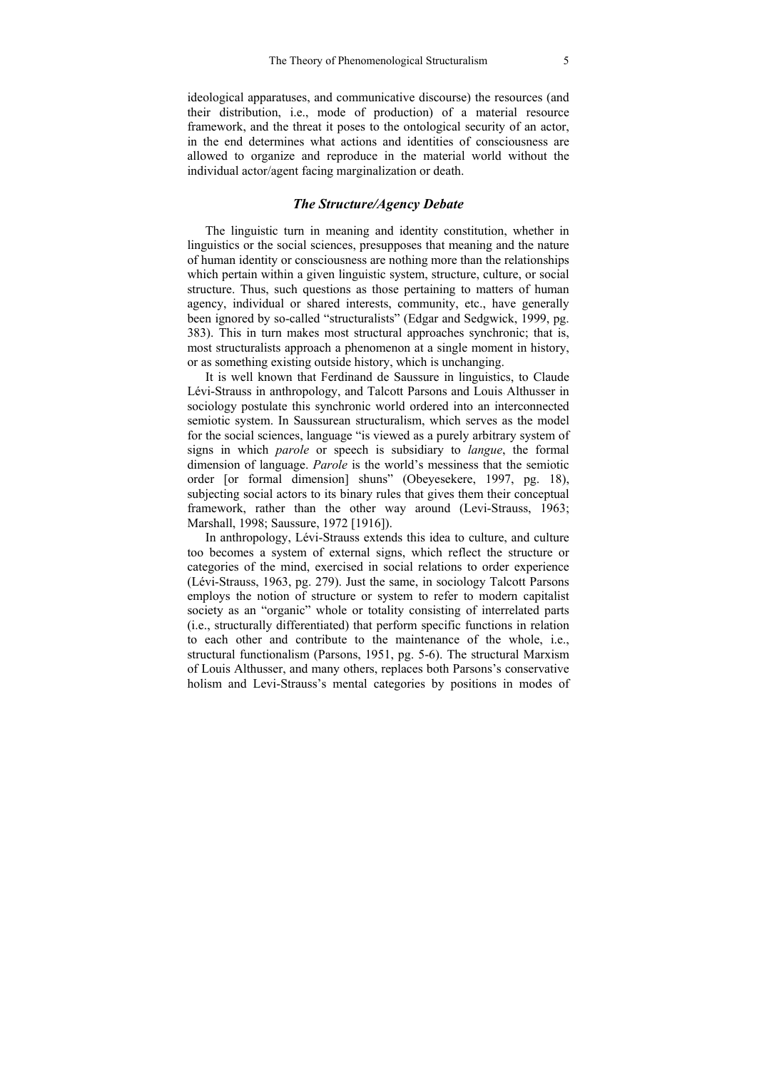ideological apparatuses, and communicative discourse) the resources (and their distribution, i.e., mode of production) of a material resource framework, and the threat it poses to the ontological security of an actor, in the end determines what actions and identities of consciousness are allowed to organize and reproduce in the material world without the individual actor/agent facing marginalization or death.

### *The Structure/Agency Debate*

The linguistic turn in meaning and identity constitution, whether in linguistics or the social sciences, presupposes that meaning and the nature of human identity or consciousness are nothing more than the relationships which pertain within a given linguistic system, structure, culture, or social structure. Thus, such questions as those pertaining to matters of human agency, individual or shared interests, community, etc., have generally been ignored by so-called "structuralists" (Edgar and Sedgwick, 1999, pg. 383). This in turn makes most structural approaches synchronic; that is, most structuralists approach a phenomenon at a single moment in history, or as something existing outside history, which is unchanging.

It is well known that Ferdinand de Saussure in linguistics, to Claude Lévi-Strauss in anthropology, and Talcott Parsons and Louis Althusser in sociology postulate this synchronic world ordered into an interconnected semiotic system. In Saussurean structuralism, which serves as the model for the social sciences, language "is viewed as a purely arbitrary system of signs in which *parole* or speech is subsidiary to *langue*, the formal dimension of language. *Parole* is the world's messiness that the semiotic order [or formal dimension] shuns" (Obeyesekere, 1997, pg. 18), subjecting social actors to its binary rules that gives them their conceptual framework, rather than the other way around (Levi-Strauss, 1963; Marshall, 1998; Saussure, 1972 [1916]).

In anthropology, Lévi-Strauss extends this idea to culture, and culture too becomes a system of external signs, which reflect the structure or categories of the mind, exercised in social relations to order experience (Lévi-Strauss, 1963, pg. 279). Just the same, in sociology Talcott Parsons employs the notion of structure or system to refer to modern capitalist society as an "organic" whole or totality consisting of interrelated parts (i.e., structurally differentiated) that perform specific functions in relation to each other and contribute to the maintenance of the whole, i.e., structural functionalism (Parsons, 1951, pg. 5-6). The structural Marxism of Louis Althusser, and many others, replaces both Parsons's conservative holism and Levi-Strauss's mental categories by positions in modes of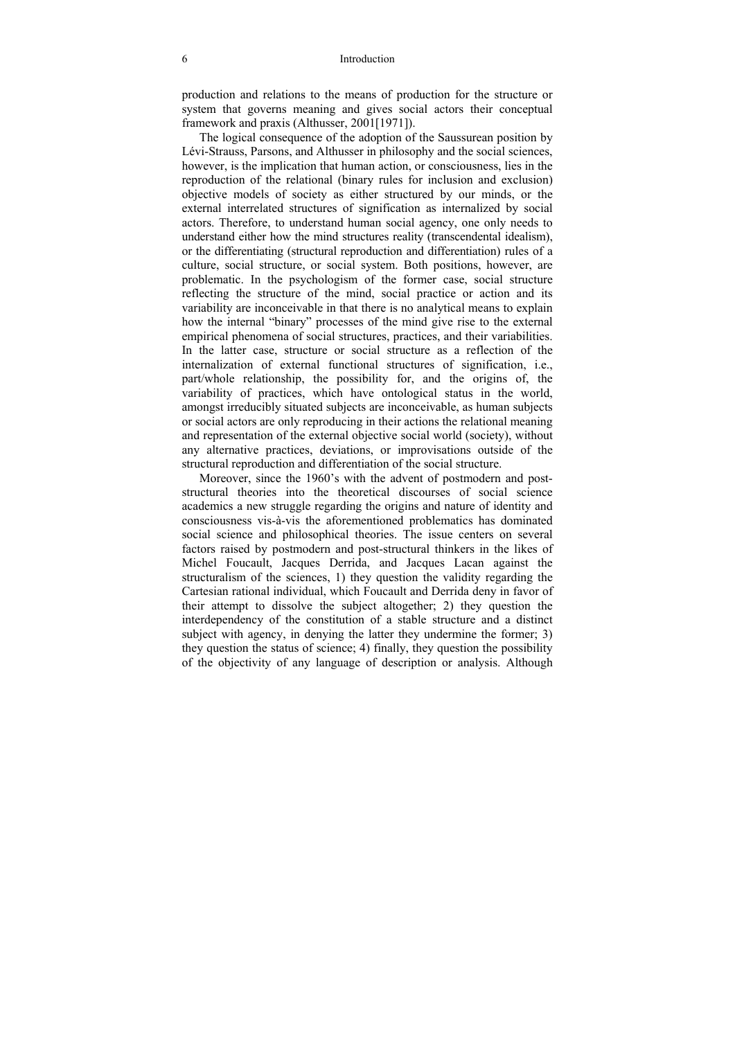production and relations to the means of production for the structure or system that governs meaning and gives social actors their conceptual framework and praxis (Althusser, 2001[1971]).

The logical consequence of the adoption of the Saussurean position by Lévi-Strauss, Parsons, and Althusser in philosophy and the social sciences, however, is the implication that human action, or consciousness, lies in the reproduction of the relational (binary rules for inclusion and exclusion) objective models of society as either structured by our minds, or the external interrelated structures of signification as internalized by social actors. Therefore, to understand human social agency, one only needs to understand either how the mind structures reality (transcendental idealism), or the differentiating (structural reproduction and differentiation) rules of a culture, social structure, or social system. Both positions, however, are problematic. In the psychologism of the former case, social structure reflecting the structure of the mind, social practice or action and its variability are inconceivable in that there is no analytical means to explain how the internal "binary" processes of the mind give rise to the external empirical phenomena of social structures, practices, and their variabilities. In the latter case, structure or social structure as a reflection of the internalization of external functional structures of signification, i.e., part/whole relationship, the possibility for, and the origins of, the variability of practices, which have ontological status in the world, amongst irreducibly situated subjects are inconceivable, as human subjects or social actors are only reproducing in their actions the relational meaning and representation of the external objective social world (society), without any alternative practices, deviations, or improvisations outside of the structural reproduction and differentiation of the social structure.

Moreover, since the 1960's with the advent of postmodern and post-structural theories into the theoretical discourses of social science academics a new struggle regarding the origins and nature of identity and consciousness vis-à-vis the aforementioned problematics has dominated social science and philosophical theories. The issue centers on several factors raised by postmodern and post-structural thinkers in the likes of Michel Foucault, Jacques Derrida, and Jacques Lacan against the structuralism of the sciences, 1) they question the validity regarding the Cartesian rational individual, which Foucault and Derrida deny in favor of their attempt to dissolve the subject altogether; 2) they question the interdependency of the constitution of a stable structure and a distinct subject with agency, in denying the latter they undermine the former; 3) they question the status of science; 4) finally, they question the possibility of the objectivity of any language of description or analysis. Although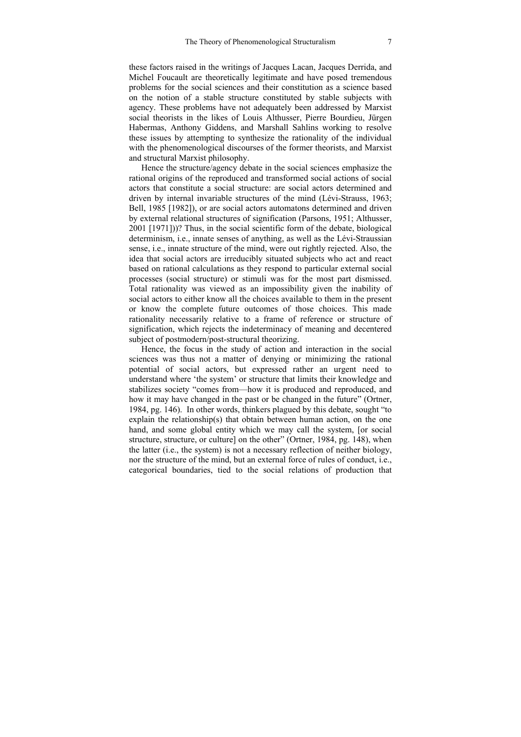these factors raised in the writings of Jacques Lacan, Jacques Derrida, and Michel Foucault are theoretically legitimate and have posed tremendous problems for the social sciences and their constitution as a science based on the notion of a stable structure constituted by stable subjects with agency. These problems have not adequately been addressed by Marxist social theorists in the likes of Louis Althusser, Pierre Bourdieu, Jürgen Habermas, Anthony Giddens, and Marshall Sahlins working to resolve these issues by attempting to synthesize the rationality of the individual with the phenomenological discourses of the former theorists, and Marxist and structural Marxist philosophy.

Hence the structure/agency debate in the social sciences emphasize the rational origins of the reproduced and transformed social actions of social actors that constitute a social structure: are social actors determined and driven by internal invariable structures of the mind (Lévi-Strauss, 1963; Bell, 1985 [1982]), or are social actors automatons determined and driven by external relational structures of signification (Parsons, 1951; Althusser, 2001 [1971]))? Thus, in the social scientific form of the debate, biological determinism, i.e., innate senses of anything, as well as the Lévi-Straussian sense, i.e., innate structure of the mind, were out rightly rejected. Also, the idea that social actors are irreducibly situated subjects who act and react based on rational calculations as they respond to particular external social processes (social structure) or stimuli was for the most part dismissed. Total rationality was viewed as an impossibility given the inability of social actors to either know all the choices available to them in the present or know the complete future outcomes of those choices. This made rationality necessarily relative to a frame of reference or structure of signification, which rejects the indeterminacy of meaning and decentered subject of postmodern/post-structural theorizing.

Hence, the focus in the study of action and interaction in the social sciences was thus not a matter of denying or minimizing the rational potential of social actors, but expressed rather an urgent need to understand where 'the system' or structure that limits their knowledge and stabilizes society "comes from—how it is produced and reproduced, and how it may have changed in the past or be changed in the future" (Ortner, 1984, pg. 146). In other words, thinkers plagued by this debate, sought "to explain the relationship(s) that obtain between human action, on the one hand, and some global entity which we may call the system, [or social structure, structure, or culture] on the other" (Ortner, 1984, pg. 148), when the latter (i.e., the system) is not a necessary reflection of neither biology, nor the structure of the mind, but an external force of rules of conduct, i.e., categorical boundaries, tied to the social relations of production that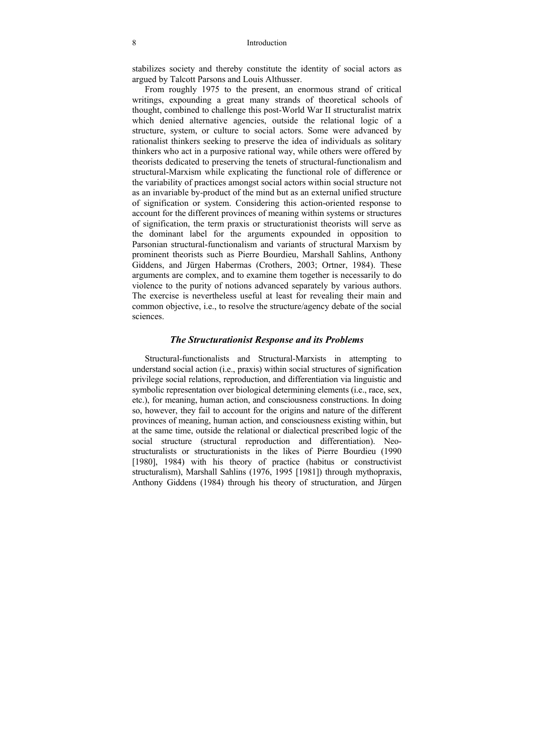stabilizes society and thereby constitute the identity of social actors as argued by Talcott Parsons and Louis Althusser.

From roughly 1975 to the present, an enormous strand of critical writings, expounding a great many strands of theoretical schools of thought, combined to challenge this post-World War II structuralist matrix which denied alternative agencies, outside the relational logic of a structure, system, or culture to social actors. Some were advanced by rationalist thinkers seeking to preserve the idea of individuals as solitary thinkers who act in a purposive rational way, while others were offered by theorists dedicated to preserving the tenets of structural-functionalism and structural-Marxism while explicating the functional role of difference or the variability of practices amongst social actors within social structure not as an invariable by-product of the mind but as an external unified structure of signification or system. Considering this action-oriented response to account for the different provinces of meaning within systems or structures of signification, the term praxis or structurationist theorists will serve as the dominant label for the arguments expounded in opposition to Parsonian structural-functionalism and variants of structural Marxism by prominent theorists such as Pierre Bourdieu, Marshall Sahlins, Anthony Giddens, and Jürgen Habermas (Crothers, 2003; Ortner, 1984). These arguments are complex, and to examine them together is necessarily to do violence to the purity of notions advanced separately by various authors. The exercise is nevertheless useful at least for revealing their main and common objective, i.e., to resolve the structure/agency debate of the social sciences.

### *The Structurationist Response and its Problems*

Structural-functionalists and Structural-Marxists in attempting to understand social action (i.e., praxis) within social structures of signification privilege social relations, reproduction, and differentiation via linguistic and symbolic representation over biological determining elements (i.e., race, sex, etc.), for meaning, human action, and consciousness constructions. In doing so, however, they fail to account for the origins and nature of the different provinces of meaning, human action, and consciousness existing within, but at the same time, outside the relational or dialectical prescribed logic of the social structure (structural reproduction and differentiation). Neo-structuralists or structurationists in the likes of Pierre Bourdieu (1990 [1980], 1984) with his theory of practice (habitus or constructivist structuralism), Marshall Sahlins (1976, 1995 [1981]) through mythopraxis, Anthony Giddens (1984) through his theory of structuration, and Jürgen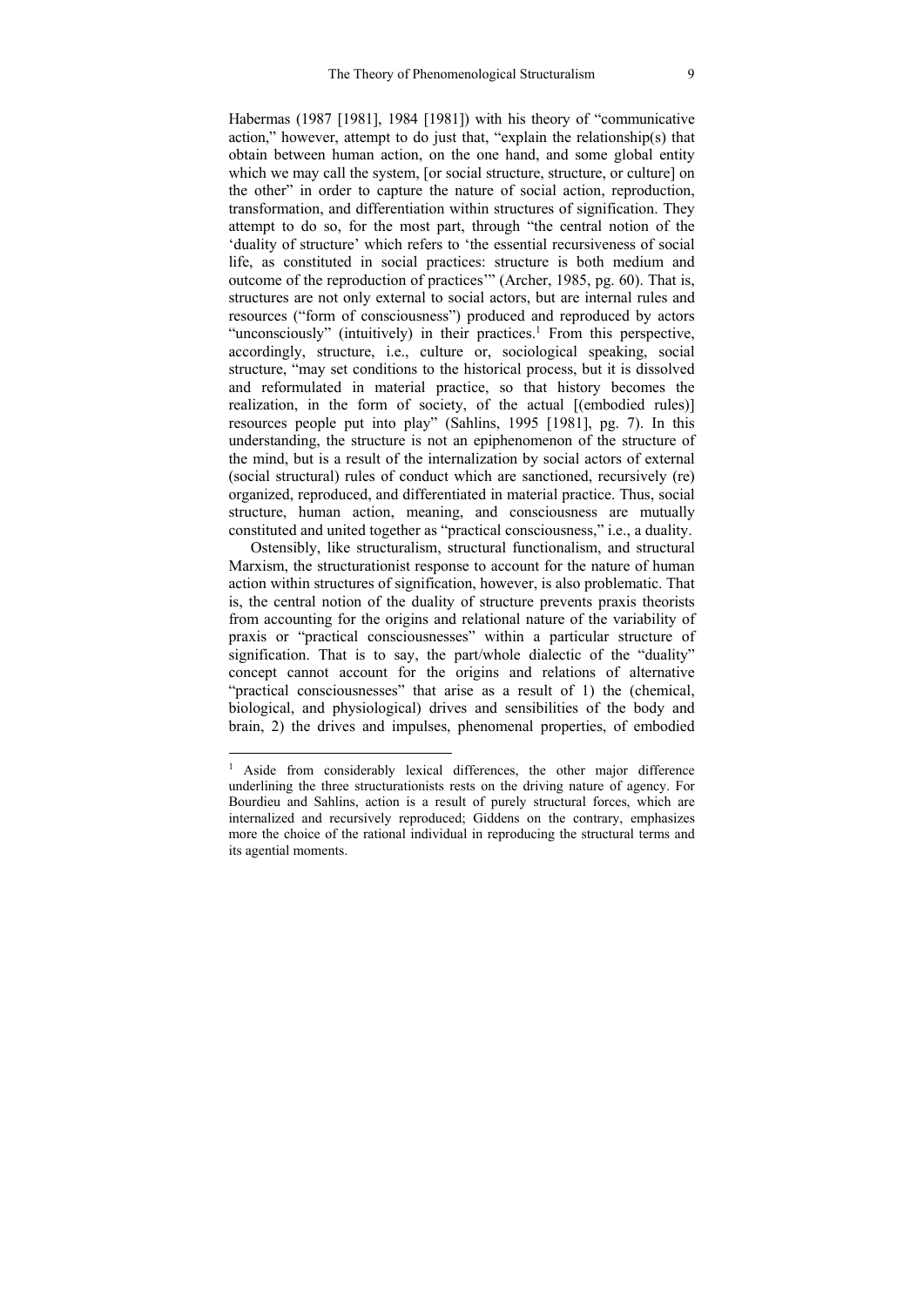Habermas (1987 [1981], 1984 [1981]) with his theory of "communicative action," however, attempt to do just that, "explain the relationship(s) that obtain between human action, on the one hand, and some global entity which we may call the system, [or social structure, structure, or culture] on the other" in order to capture the nature of social action, reproduction, transformation, and differentiation within structures of signification. They attempt to do so, for the most part, through "the central notion of the 'duality of structure' which refers to 'the essential recursiveness of social life, as constituted in social practices: structure is both medium and outcome of the reproduction of practices'" (Archer, 1985, pg. 60). That is, structures are not only external to social actors, but are internal rules and resources ("form of consciousness") produced and reproduced by actors "unconsciously" (intuitively) in their practices.[1] From this perspective, accordingly, structure, i.e., culture or, sociological speaking, social structure, "may set conditions to the historical process, but it is dissolved and reformulated in material practice, so that history becomes the realization, in the form of society, of the actual [(embodied rules)] resources people put into play" (Sahlins, 1995 [1981], pg. 7). In this understanding, the structure is not an epiphenomenon of the structure of the mind, but is a result of the internalization by social actors of external (social structural) rules of conduct which are sanctioned, recursively (re) organized, reproduced, and differentiated in material practice. Thus, social structure, human action, meaning, and consciousness are mutually constituted and united together as "practical consciousness," i.e., a duality.

Ostensibly, like structuralism, structural functionalism, and structural Marxism, the structurationist response to account for the nature of human action within structures of signification, however, is also problematic. That is, the central notion of the duality of structure prevents praxis theorists from accounting for the origins and relational nature of the variability of praxis or "practical consciousnesses" within a particular structure of signification. That is to say, the part/whole dialectic of the "duality" concept cannot account for the origins and relations of alternative "practical consciousnesses" that arise as a result of 1) the (chemical, biological, and physiological) drives and sensibilities of the body and brain, 2) the drives and impulses, phenomenal properties, of embodied

---

[1] Aside from considerably lexical differences, the other major difference underlining the three structurationists rests on the driving nature of agency. For Bourdieu and Sahlins, action is a result of purely structural forces, which are internalized and recursively reproduced; Giddens on the contrary, emphasizes more the choice of the rational individual in reproducing the structural terms and its agential moments.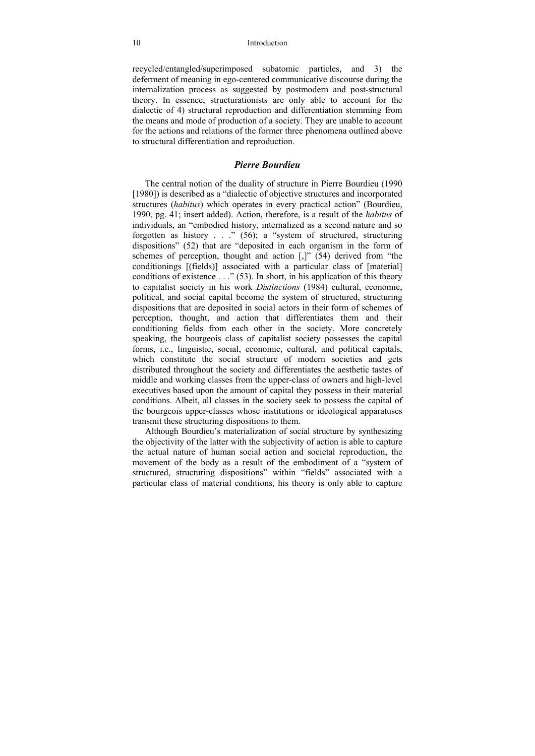recycled/entangled/superimposed subatomic particles, and 3) the deferment of meaning in ego-centered communicative discourse during the internalization process as suggested by postmodern and post-structural theory. In essence, structurationists are only able to account for the dialectic of 4) structural reproduction and differentiation stemming from the means and mode of production of a society. They are unable to account for the actions and relations of the former three phenomena outlined above to structural differentiation and reproduction.

## *Pierre Bourdieu*

The central notion of the duality of structure in Pierre Bourdieu (1990 [1980]) is described as a "dialectic of objective structures and incorporated structures (*habitus*) which operates in every practical action" (Bourdieu, 1990, pg. 41; insert added). Action, therefore, is a result of the *habitus* of individuals, an "embodied history, internalized as a second nature and so forgotten as history . . ." (56); a "system of structured, structuring dispositions" (52) that are "deposited in each organism in the form of schemes of perception, thought and action [,]" (54) derived from "the conditionings [(fields)] associated with a particular class of [material] conditions of existence . . ." (53). In short, in his application of this theory to capitalist society in his work *Distinctions* (1984) cultural, economic, political, and social capital become the system of structured, structuring dispositions that are deposited in social actors in their form of schemes of perception, thought, and action that differentiates them and their conditioning fields from each other in the society. More concretely speaking, the bourgeois class of capitalist society possesses the capital forms, i.e., linguistic, social, economic, cultural, and political capitals, which constitute the social structure of modern societies and gets distributed throughout the society and differentiates the aesthetic tastes of middle and working classes from the upper-class of owners and high-level executives based upon the amount of capital they possess in their material conditions. Albeit, all classes in the society seek to possess the capital of the bourgeois upper-classes whose institutions or ideological apparatuses transmit these structuring dispositions to them.

Although Bourdieu's materialization of social structure by synthesizing the objectivity of the latter with the subjectivity of action is able to capture the actual nature of human social action and societal reproduction, the movement of the body as a result of the embodiment of a "system of structured, structuring dispositions" within "fields" associated with a particular class of material conditions, his theory is only able to capture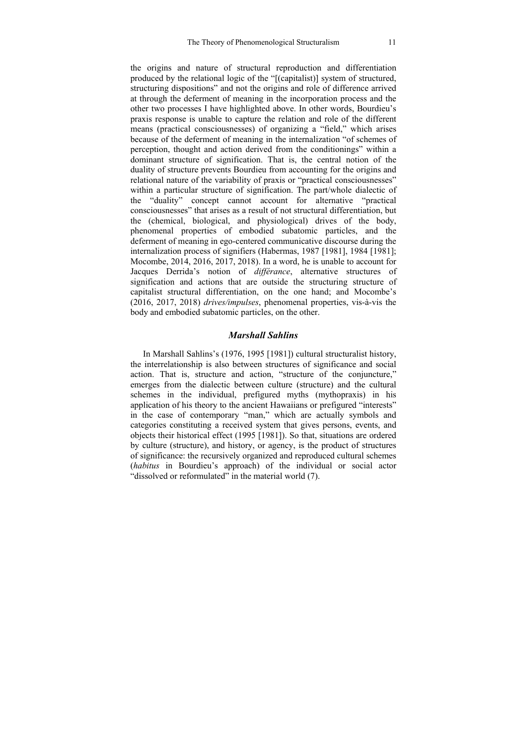the origins and nature of structural reproduction and differentiation produced by the relational logic of the "[(capitalist)] system of structured, structuring dispositions" and not the origins and role of difference arrived at through the deferment of meaning in the incorporation process and the other two processes I have highlighted above. In other words, Bourdieu's praxis response is unable to capture the relation and role of the different means (practical consciousnesses) of organizing a "field," which arises because of the deferment of meaning in the internalization "of schemes of perception, thought and action derived from the conditionings" within a dominant structure of signification. That is, the central notion of the duality of structure prevents Bourdieu from accounting for the origins and relational nature of the variability of praxis or "practical consciousnesses" within a particular structure of signification. The part/whole dialectic of the "duality" concept cannot account for alternative "practical consciousnesses" that arises as a result of not structural differentiation, but the (chemical, biological, and physiological) drives of the body, phenomenal properties of embodied subatomic particles, and the deferment of meaning in ego-centered communicative discourse during the internalization process of signifiers (Habermas, 1987 [1981], 1984 [1981]; Mocombe, 2014, 2016, 2017, 2018). In a word, he is unable to account for Jacques Derrida's notion of *différance*, alternative structures of signification and actions that are outside the structuring structure of capitalist structural differentiation, on the one hand; and Mocombe's (2016, 2017, 2018) *drives/impulses*, phenomenal properties, vis-à-vis the body and embodied subatomic particles, on the other.

### *Marshall Sahlins*

In Marshall Sahlins's (1976, 1995 [1981]) cultural structuralist history, the interrelationship is also between structures of significance and social action. That is, structure and action, "structure of the conjuncture," emerges from the dialectic between culture (structure) and the cultural schemes in the individual, prefigured myths (mythopraxis) in his application of his theory to the ancient Hawaiians or prefigured "interests" in the case of contemporary "man," which are actually symbols and categories constituting a received system that gives persons, events, and objects their historical effect (1995 [1981]). So that, situations are ordered by culture (structure), and history, or agency, is the product of structures of significance: the recursively organized and reproduced cultural schemes (*habitus* in Bourdieu's approach) of the individual or social actor "dissolved or reformulated" in the material world (7).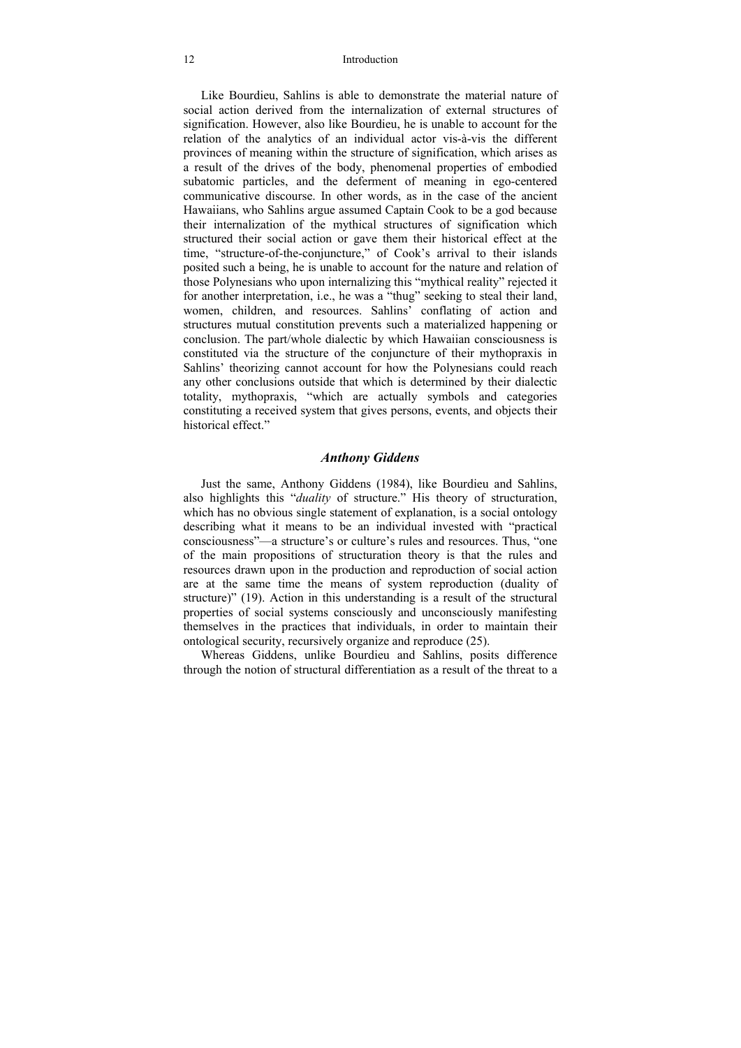Like Bourdieu, Sahlins is able to demonstrate the material nature of social action derived from the internalization of external structures of signification. However, also like Bourdieu, he is unable to account for the relation of the analytics of an individual actor vis-à-vis the different provinces of meaning within the structure of signification, which arises as a result of the drives of the body, phenomenal properties of embodied subatomic particles, and the deferment of meaning in ego-centered communicative discourse. In other words, as in the case of the ancient Hawaiians, who Sahlins argue assumed Captain Cook to be a god because their internalization of the mythical structures of signification which structured their social action or gave them their historical effect at the time, "structure-of-the-conjuncture," of Cook's arrival to their islands posited such a being, he is unable to account for the nature and relation of those Polynesians who upon internalizing this "mythical reality" rejected it for another interpretation, i.e., he was a "thug" seeking to steal their land, women, children, and resources. Sahlins' conflating of action and structures mutual constitution prevents such a materialized happening or conclusion. The part/whole dialectic by which Hawaiian consciousness is constituted via the structure of the conjuncture of their mythopraxis in Sahlins' theorizing cannot account for how the Polynesians could reach any other conclusions outside that which is determined by their dialectic totality, mythopraxis, "which are actually symbols and categories constituting a received system that gives persons, events, and objects their historical effect."

## *Anthony Giddens*

Just the same, Anthony Giddens (1984), like Bourdieu and Sahlins, also highlights this "*duality* of structure." His theory of structuration, which has no obvious single statement of explanation, is a social ontology describing what it means to be an individual invested with "practical consciousness"—a structure's or culture's rules and resources. Thus, "one of the main propositions of structuration theory is that the rules and resources drawn upon in the production and reproduction of social action are at the same time the means of system reproduction (duality of structure)" (19). Action in this understanding is a result of the structural properties of social systems consciously and unconsciously manifesting themselves in the practices that individuals, in order to maintain their ontological security, recursively organize and reproduce (25).

Whereas Giddens, unlike Bourdieu and Sahlins, posits difference through the notion of structural differentiation as a result of the threat to a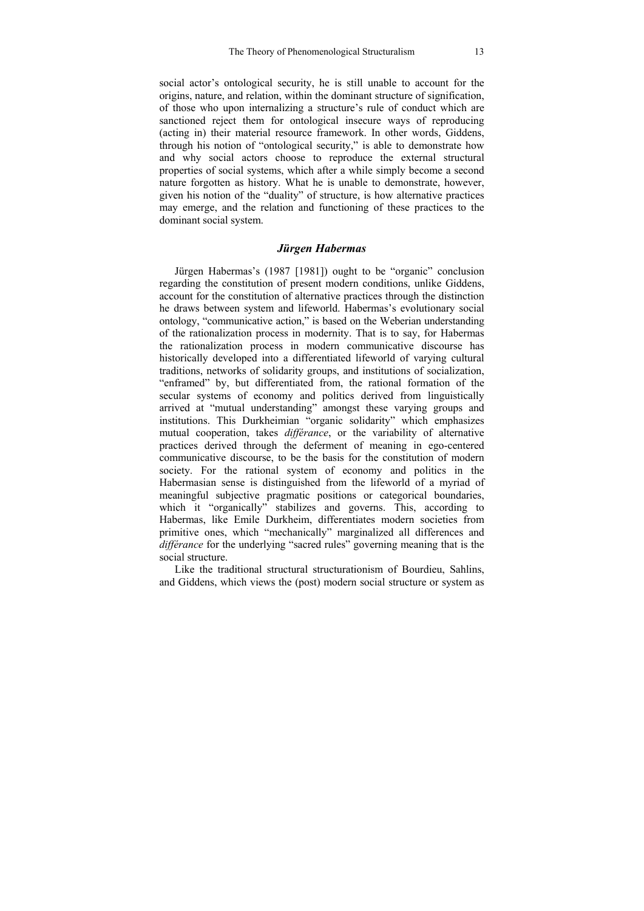social actor's ontological security, he is still unable to account for the origins, nature, and relation, within the dominant structure of signification, of those who upon internalizing a structure's rule of conduct which are sanctioned reject them for ontological insecure ways of reproducing (acting in) their material resource framework. In other words, Giddens, through his notion of "ontological security," is able to demonstrate how and why social actors choose to reproduce the external structural properties of social systems, which after a while simply become a second nature forgotten as history. What he is unable to demonstrate, however, given his notion of the "duality" of structure, is how alternative practices may emerge, and the relation and functioning of these practices to the dominant social system.

### *Jürgen Habermas*

Jürgen Habermas's (1987 [1981]) ought to be "organic" conclusion regarding the constitution of present modern conditions, unlike Giddens, account for the constitution of alternative practices through the distinction he draws between system and lifeworld. Habermas's evolutionary social ontology, "communicative action," is based on the Weberian understanding of the rationalization process in modernity. That is to say, for Habermas the rationalization process in modern communicative discourse has historically developed into a differentiated lifeworld of varying cultural traditions, networks of solidarity groups, and institutions of socialization, "enframed" by, but differentiated from, the rational formation of the secular systems of economy and politics derived from linguistically arrived at "mutual understanding" amongst these varying groups and institutions. This Durkheimian "organic solidarity" which emphasizes mutual cooperation, takes *différance*, or the variability of alternative practices derived through the deferment of meaning in ego-centered communicative discourse, to be the basis for the constitution of modern society. For the rational system of economy and politics in the Habermasian sense is distinguished from the lifeworld of a myriad of meaningful subjective pragmatic positions or categorical boundaries, which it "organically" stabilizes and governs. This, according to Habermas, like Emile Durkheim, differentiates modern societies from primitive ones, which "mechanically" marginalized all differences and *différance* for the underlying "sacred rules" governing meaning that is the social structure.

Like the traditional structural structurationism of Bourdieu, Sahlins, and Giddens, which views the (post) modern social structure or system as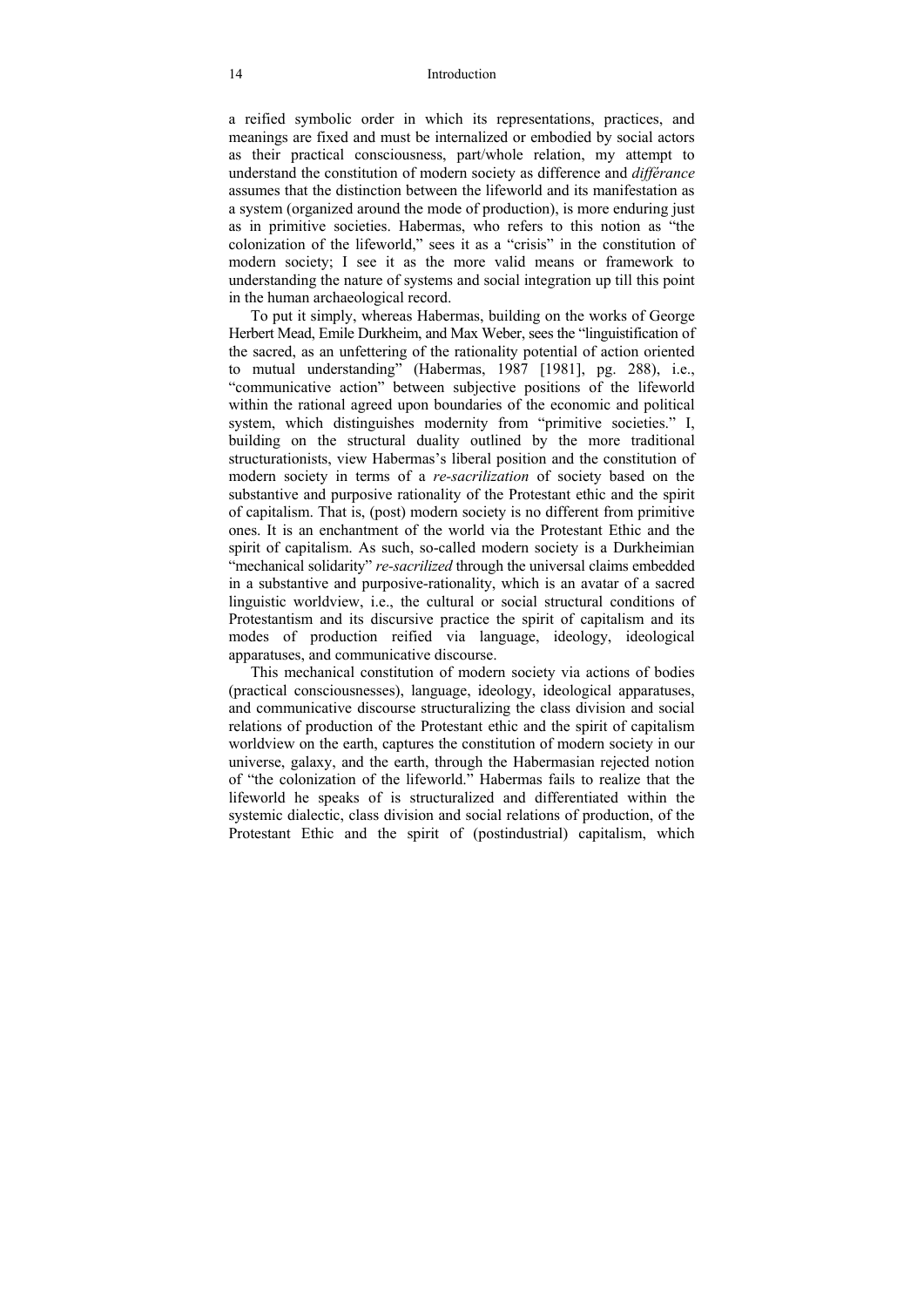a reified symbolic order in which its representations, practices, and meanings are fixed and must be internalized or embodied by social actors as their practical consciousness, part/whole relation, my attempt to understand the constitution of modern society as difference and *différance* assumes that the distinction between the lifeworld and its manifestation as a system (organized around the mode of production), is more enduring just as in primitive societies. Habermas, who refers to this notion as "the colonization of the lifeworld," sees it as a "crisis" in the constitution of modern society; I see it as the more valid means or framework to understanding the nature of systems and social integration up till this point in the human archaeological record.

To put it simply, whereas Habermas, building on the works of George Herbert Mead, Emile Durkheim, and Max Weber, sees the "linguistification of the sacred, as an unfettering of the rationality potential of action oriented to mutual understanding" (Habermas, 1987 [1981], pg. 288), i.e., "communicative action" between subjective positions of the lifeworld within the rational agreed upon boundaries of the economic and political system, which distinguishes modernity from "primitive societies." I, building on the structural duality outlined by the more traditional structurationists, view Habermas's liberal position and the constitution of modern society in terms of a *re-sacrilization* of society based on the substantive and purposive rationality of the Protestant ethic and the spirit of capitalism. That is, (post) modern society is no different from primitive ones. It is an enchantment of the world via the Protestant Ethic and the spirit of capitalism. As such, so-called modern society is a Durkheimian "mechanical solidarity" *re-sacrilized* through the universal claims embedded in a substantive and purposive-rationality, which is an avatar of a sacred linguistic worldview, i.e., the cultural or social structural conditions of Protestantism and its discursive practice the spirit of capitalism and its modes of production reified via language, ideology, ideological apparatuses, and communicative discourse.

This mechanical constitution of modern society via actions of bodies (practical consciousnesses), language, ideology, ideological apparatuses, and communicative discourse structuralizing the class division and social relations of production of the Protestant ethic and the spirit of capitalism worldview on the earth, captures the constitution of modern society in our universe, galaxy, and the earth, through the Habermasian rejected notion of "the colonization of the lifeworld." Habermas fails to realize that the lifeworld he speaks of is structuralized and differentiated within the systemic dialectic, class division and social relations of production, of the Protestant Ethic and the spirit of (postindustrial) capitalism, which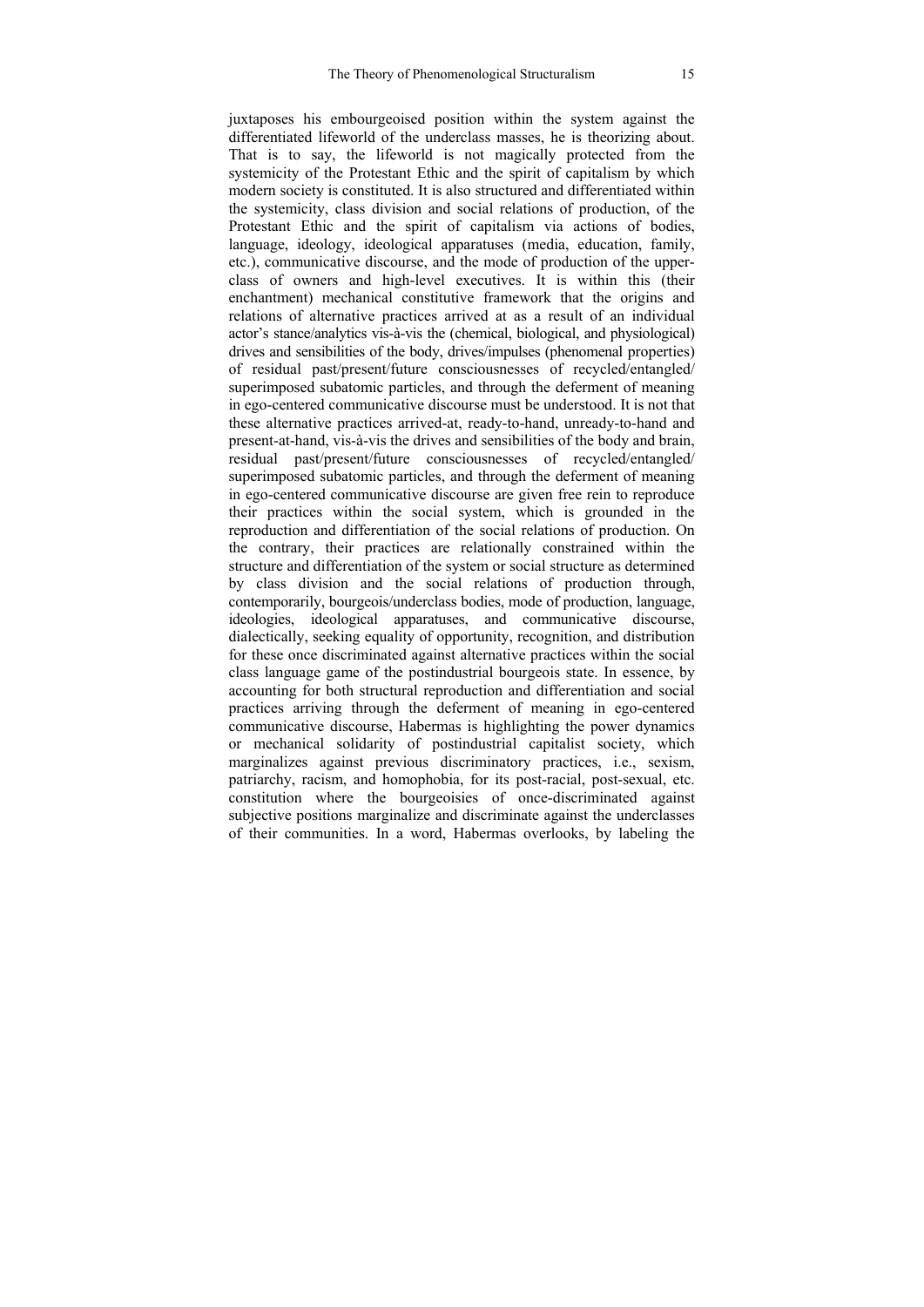juxtaposes his embourgeoised position within the system against the differentiated lifeworld of the underclass masses, he is theorizing about. That is to say, the lifeworld is not magically protected from the systemicity of the Protestant Ethic and the spirit of capitalism by which modern society is constituted. It is also structured and differentiated within the systemicity, class division and social relations of production, of the Protestant Ethic and the spirit of capitalism via actions of bodies, language, ideology, ideological apparatuses (media, education, family, etc.), communicative discourse, and the mode of production of the upper-class of owners and high-level executives. It is within this (their enchantment) mechanical constitutive framework that the origins and relations of alternative practices arrived at as a result of an individual actor's stance/analytics vis-à-vis the (chemical, biological, and physiological) drives and sensibilities of the body, drives/impulses (phenomenal properties) of residual past/present/future consciousnesses of recycled/entangled/superimposed subatomic particles, and through the deferment of meaning in ego-centered communicative discourse must be understood. It is not that these alternative practices arrived-at, ready-to-hand, unready-to-hand and present-at-hand, vis-à-vis the drives and sensibilities of the body and brain, residual past/present/future consciousnesses of recycled/entangled/superimposed subatomic particles, and through the deferment of meaning in ego-centered communicative discourse are given free rein to reproduce their practices within the social system, which is grounded in the reproduction and differentiation of the social relations of production. On the contrary, their practices are relationally constrained within the structure and differentiation of the system or social structure as determined by class division and the social relations of production through, contemporarily, bourgeois/underclass bodies, mode of production, language, ideologies, ideological apparatuses, and communicative discourse, dialectically, seeking equality of opportunity, recognition, and distribution for these once discriminated against alternative practices within the social class language game of the postindustrial bourgeois state. In essence, by accounting for both structural reproduction and differentiation and social practices arriving through the deferment of meaning in ego-centered communicative discourse, Habermas is highlighting the power dynamics or mechanical solidarity of postindustrial capitalist society, which marginalizes against previous discriminatory practices, i.e., sexism, patriarchy, racism, and homophobia, for its post-racial, post-sexual, etc. constitution where the bourgeoisies of once-discriminated against subjective positions marginalize and discriminate against the underclasses of their communities. In a word, Habermas overlooks, by labeling the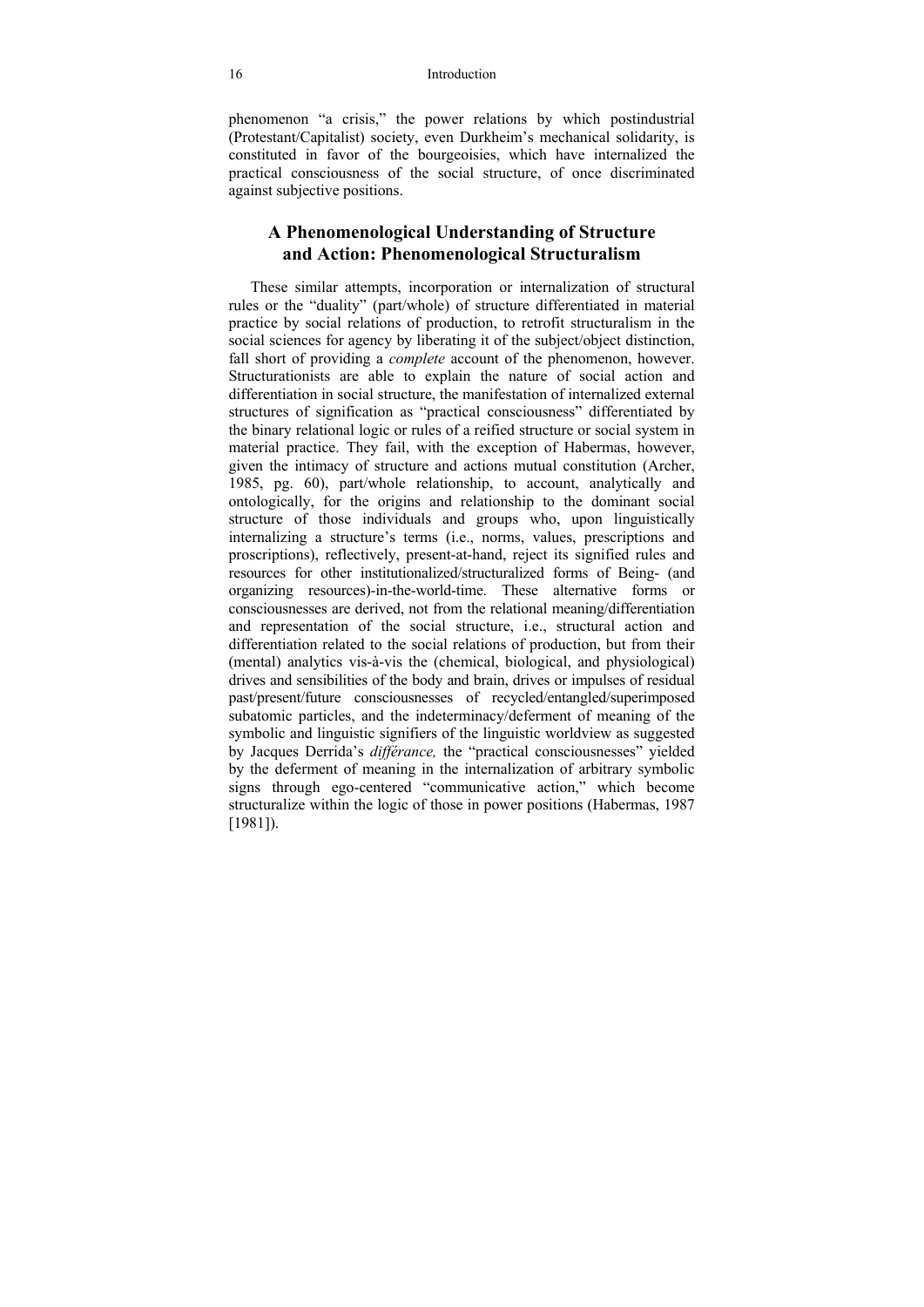phenomenon "a crisis," the power relations by which postindustrial (Protestant/Capitalist) society, even Durkheim's mechanical solidarity, is constituted in favor of the bourgeoisies, which have internalized the practical consciousness of the social structure, of once discriminated against subjective positions.

## A Phenomenological Understanding of Structure and Action: Phenomenological Structuralism

These similar attempts, incorporation or internalization of structural rules or the "duality" (part/whole) of structure differentiated in material practice by social relations of production, to retrofit structuralism in the social sciences for agency by liberating it of the subject/object distinction, fall short of providing a *complete* account of the phenomenon, however. Structurationists are able to explain the nature of social action and differentiation in social structure, the manifestation of internalized external structures of signification as "practical consciousness" differentiated by the binary relational logic or rules of a reified structure or social system in material practice. They fail, with the exception of Habermas, however, given the intimacy of structure and actions mutual constitution (Archer, 1985, pg. 60), part/whole relationship, to account, analytically and ontologically, for the origins and relationship to the dominant social structure of those individuals and groups who, upon linguistically internalizing a structure's terms (i.e., norms, values, prescriptions and proscriptions), reflectively, present-at-hand, reject its signified rules and resources for other institutionalized/structuralized forms of Being- (and organizing resources)-in-the-world-time. These alternative forms or consciousnesses are derived, not from the relational meaning/differentiation and representation of the social structure, i.e., structural action and differentiation related to the social relations of production, but from their (mental) analytics vis-à-vis the (chemical, biological, and physiological) drives and sensibilities of the body and brain, drives or impulses of residual past/present/future consciousnesses of recycled/entangled/superimposed subatomic particles, and the indeterminacy/deferment of meaning of the symbolic and linguistic signifiers of the linguistic worldview as suggested by Jacques Derrida's *différance,* the "practical consciousnesses" yielded by the deferment of meaning in the internalization of arbitrary symbolic signs through ego-centered "communicative action," which become structuralize within the logic of those in power positions (Habermas, 1987 [1981]).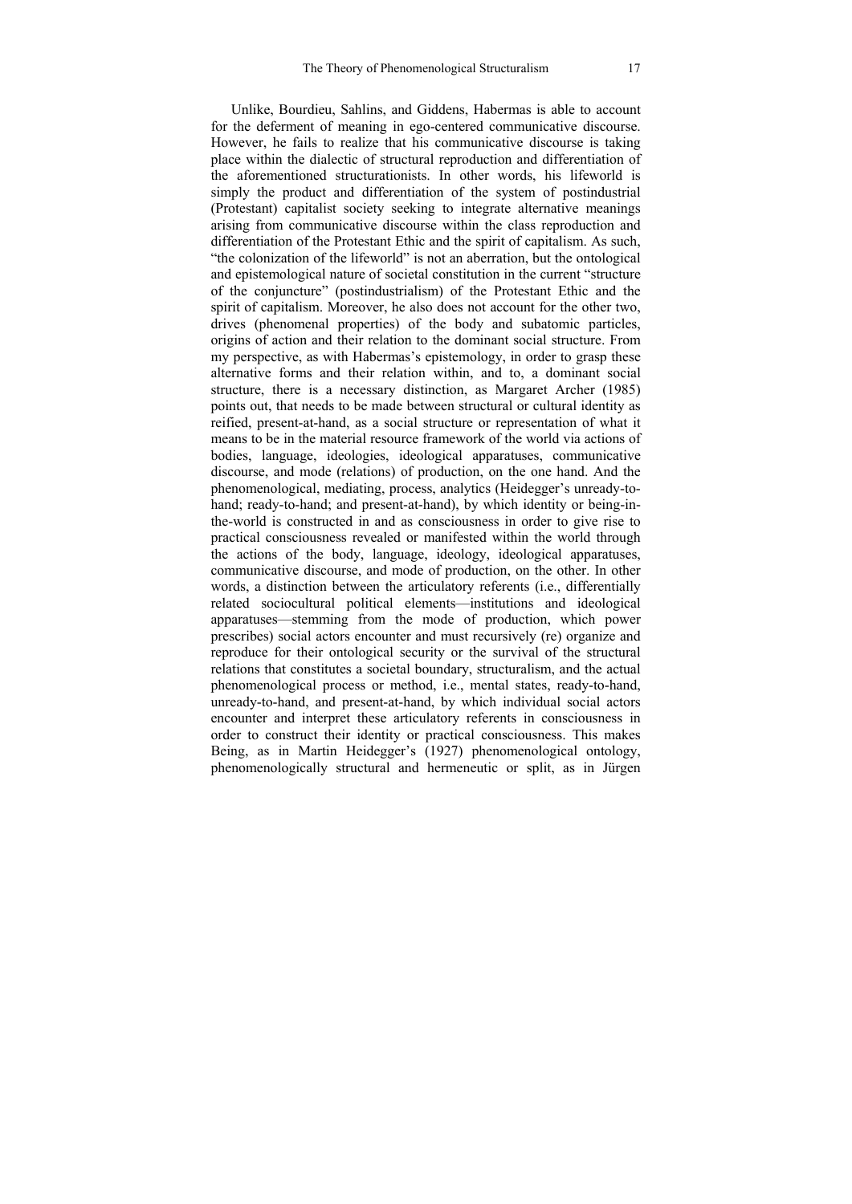Unlike, Bourdieu, Sahlins, and Giddens, Habermas is able to account for the deferment of meaning in ego-centered communicative discourse. However, he fails to realize that his communicative discourse is taking place within the dialectic of structural reproduction and differentiation of the aforementioned structurationists. In other words, his lifeworld is simply the product and differentiation of the system of postindustrial (Protestant) capitalist society seeking to integrate alternative meanings arising from communicative discourse within the class reproduction and differentiation of the Protestant Ethic and the spirit of capitalism. As such, "the colonization of the lifeworld" is not an aberration, but the ontological and epistemological nature of societal constitution in the current "structure of the conjuncture" (postindustrialism) of the Protestant Ethic and the spirit of capitalism. Moreover, he also does not account for the other two, drives (phenomenal properties) of the body and subatomic particles, origins of action and their relation to the dominant social structure. From my perspective, as with Habermas's epistemology, in order to grasp these alternative forms and their relation within, and to, a dominant social structure, there is a necessary distinction, as Margaret Archer (1985) points out, that needs to be made between structural or cultural identity as reified, present-at-hand, as a social structure or representation of what it means to be in the material resource framework of the world via actions of bodies, language, ideologies, ideological apparatuses, communicative discourse, and mode (relations) of production, on the one hand. And the phenomenological, mediating, process, analytics (Heidegger's unready-to-hand; ready-to-hand; and present-at-hand), by which identity or being-in-the-world is constructed in and as consciousness in order to give rise to practical consciousness revealed or manifested within the world through the actions of the body, language, ideology, ideological apparatuses, communicative discourse, and mode of production, on the other. In other words, a distinction between the articulatory referents (i.e., differentially related sociocultural political elements—institutions and ideological apparatuses—stemming from the mode of production, which power prescribes) social actors encounter and must recursively (re) organize and reproduce for their ontological security or the survival of the structural relations that constitutes a societal boundary, structuralism, and the actual phenomenological process or method, i.e., mental states, ready-to-hand, unready-to-hand, and present-at-hand, by which individual social actors encounter and interpret these articulatory referents in consciousness in order to construct their identity or practical consciousness. This makes Being, as in Martin Heidegger's (1927) phenomenological ontology, phenomenologically structural and hermeneutic or split, as in Jürgen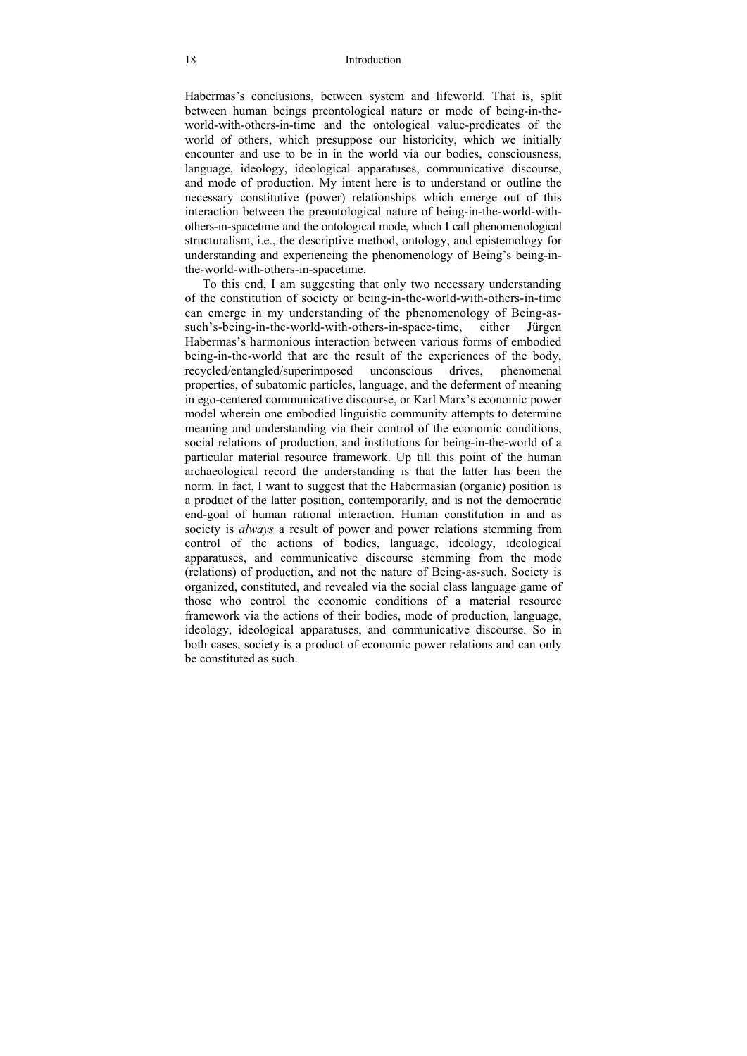Habermas's conclusions, between system and lifeworld. That is, split between human beings preontological nature or mode of being-in-the-world-with-others-in-time and the ontological value-predicates of the world of others, which presuppose our historicity, which we initially encounter and use to be in in the world via our bodies, consciousness, language, ideology, ideological apparatuses, communicative discourse, and mode of production. My intent here is to understand or outline the necessary constitutive (power) relationships which emerge out of this interaction between the preontological nature of being-in-the-world-with-others-in-spacetime and the ontological mode, which I call phenomenological structuralism, i.e., the descriptive method, ontology, and epistemology for understanding and experiencing the phenomenology of Being's being-in-the-world-with-others-in-spacetime.

To this end, I am suggesting that only two necessary understanding of the constitution of society or being-in-the-world-with-others-in-time can emerge in my understanding of the phenomenology of Being-as-such's-being-in-the-world-with-others-in-space-time, either Jürgen Habermas's harmonious interaction between various forms of embodied being-in-the-world that are the result of the experiences of the body, recycled/entangled/superimposed unconscious drives, phenomenal properties, of subatomic particles, language, and the deferment of meaning in ego-centered communicative discourse, or Karl Marx's economic power model wherein one embodied linguistic community attempts to determine meaning and understanding via their control of the economic conditions, social relations of production, and institutions for being-in-the-world of a particular material resource framework. Up till this point of the human archaeological record the understanding is that the latter has been the norm. In fact, I want to suggest that the Habermasian (organic) position is a product of the latter position, contemporarily, and is not the democratic end-goal of human rational interaction. Human constitution in and as society is *always* a result of power and power relations stemming from control of the actions of bodies, language, ideology, ideological apparatuses, and communicative discourse stemming from the mode (relations) of production, and not the nature of Being-as-such. Society is organized, constituted, and revealed via the social class language game of those who control the economic conditions of a material resource framework via the actions of their bodies, mode of production, language, ideology, ideological apparatuses, and communicative discourse. So in both cases, society is a product of economic power relations and can only be constituted as such.